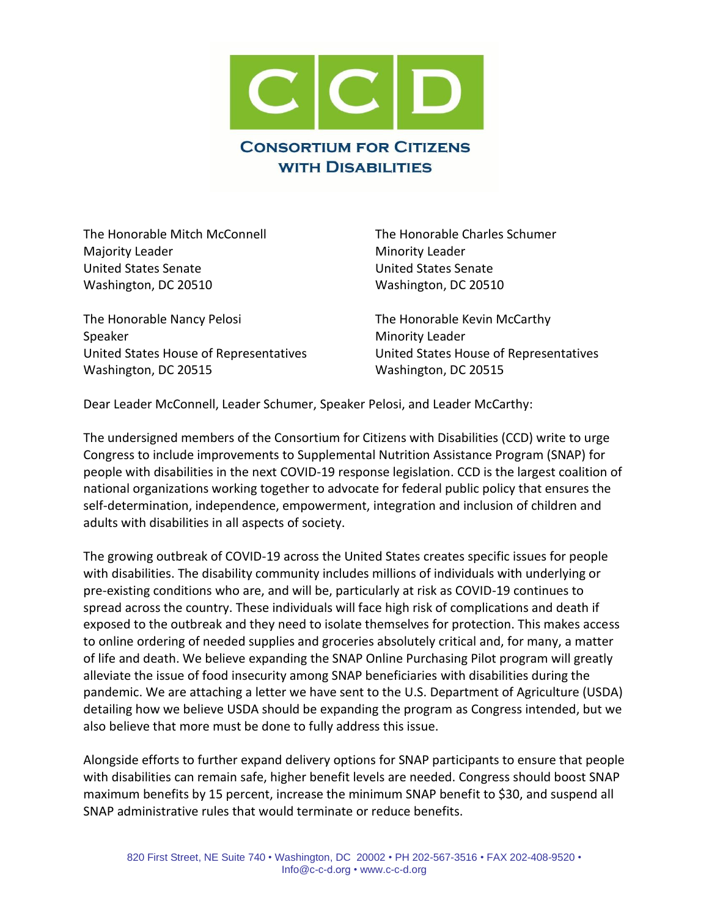# CONSORTIUM FOR CITIZENS WITH DISABILITIES

The Honorable Mitch McConnell
Majority Leader
United States Senate
Washington, DC 20510

The Honorable Charles Schumer
Minority Leader
United States Senate
Washington, DC 20510

The Honorable Nancy Pelosi
Speaker
United States House of Representatives
Washington, DC 20515

The Honorable Kevin McCarthy
Minority Leader
United States House of Representatives
Washington, DC 20515

Dear Leader McConnell, Leader Schumer, Speaker Pelosi, and Leader McCarthy:

The undersigned members of the Consortium for Citizens with Disabilities (CCD) write to urge Congress to include improvements to Supplemental Nutrition Assistance Program (SNAP) for people with disabilities in the next COVID-19 response legislation. CCD is the largest coalition of national organizations working together to advocate for federal public policy that ensures the self-determination, independence, empowerment, integration and inclusion of children and adults with disabilities in all aspects of society.

The growing outbreak of COVID-19 across the United States creates specific issues for people with disabilities. The disability community includes millions of individuals with underlying or pre-existing conditions who are, and will be, particularly at risk as COVID-19 continues to spread across the country. These individuals will face high risk of complications and death if exposed to the outbreak and they need to isolate themselves for protection. This makes access to online ordering of needed supplies and groceries absolutely critical and, for many, a matter of life and death. We believe expanding the SNAP Online Purchasing Pilot program will greatly alleviate the issue of food insecurity among SNAP beneficiaries with disabilities during the pandemic. We are attaching a letter we have sent to the U.S. Department of Agriculture (USDA) detailing how we believe USDA should be expanding the program as Congress intended, but we also believe that more must be done to fully address this issue.

Alongside efforts to further expand delivery options for SNAP participants to ensure that people with disabilities can remain safe, higher benefit levels are needed. Congress should boost SNAP maximum benefits by 15 percent, increase the minimum SNAP benefit to $30, and suspend all SNAP administrative rules that would terminate or reduce benefits.

820 First Street, NE Suite 740 • Washington, DC 20002 • PH 202-567-3516 • FAX 202-408-9520 • Info@c-c-d.org • www.c-c-d.org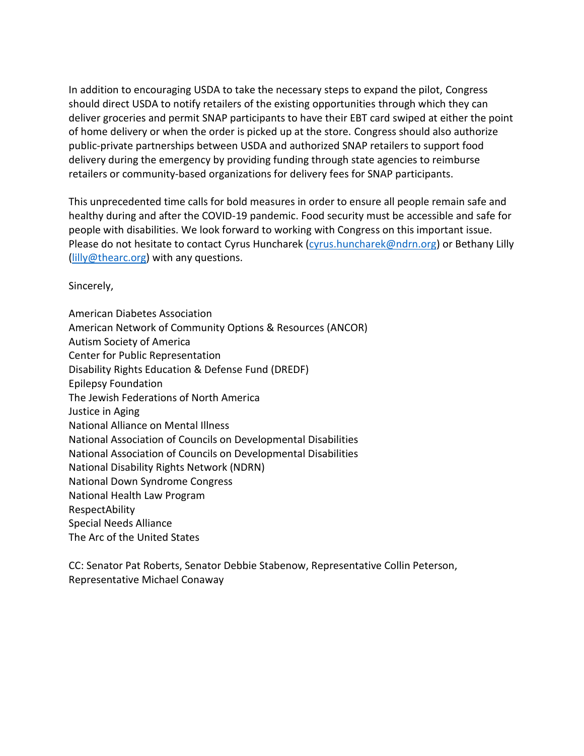In addition to encouraging USDA to take the necessary steps to expand the pilot, Congress should direct USDA to notify retailers of the existing opportunities through which they can deliver groceries and permit SNAP participants to have their EBT card swiped at either the point of home delivery or when the order is picked up at the store. Congress should also authorize public-private partnerships between USDA and authorized SNAP retailers to support food delivery during the emergency by providing funding through state agencies to reimburse retailers or community-based organizations for delivery fees for SNAP participants.

This unprecedented time calls for bold measures in order to ensure all people remain safe and healthy during and after the COVID-19 pandemic. Food security must be accessible and safe for people with disabilities. We look forward to working with Congress on this important issue. Please do not hesitate to contact Cyrus Huncharek (cyrus.huncharek@ndrn.org) or Bethany Lilly (lilly@thearc.org) with any questions.

Sincerely,

American Diabetes Association
American Network of Community Options & Resources (ANCOR)
Autism Society of America
Center for Public Representation
Disability Rights Education & Defense Fund (DREDF)
Epilepsy Foundation
The Jewish Federations of North America
Justice in Aging
National Alliance on Mental Illness
National Association of Councils on Developmental Disabilities
National Association of Councils on Developmental Disabilities
National Disability Rights Network (NDRN)
National Down Syndrome Congress
National Health Law Program
RespectAbility
Special Needs Alliance
The Arc of the United States

CC: Senator Pat Roberts, Senator Debbie Stabenow, Representative Collin Peterson, Representative Michael Conaway